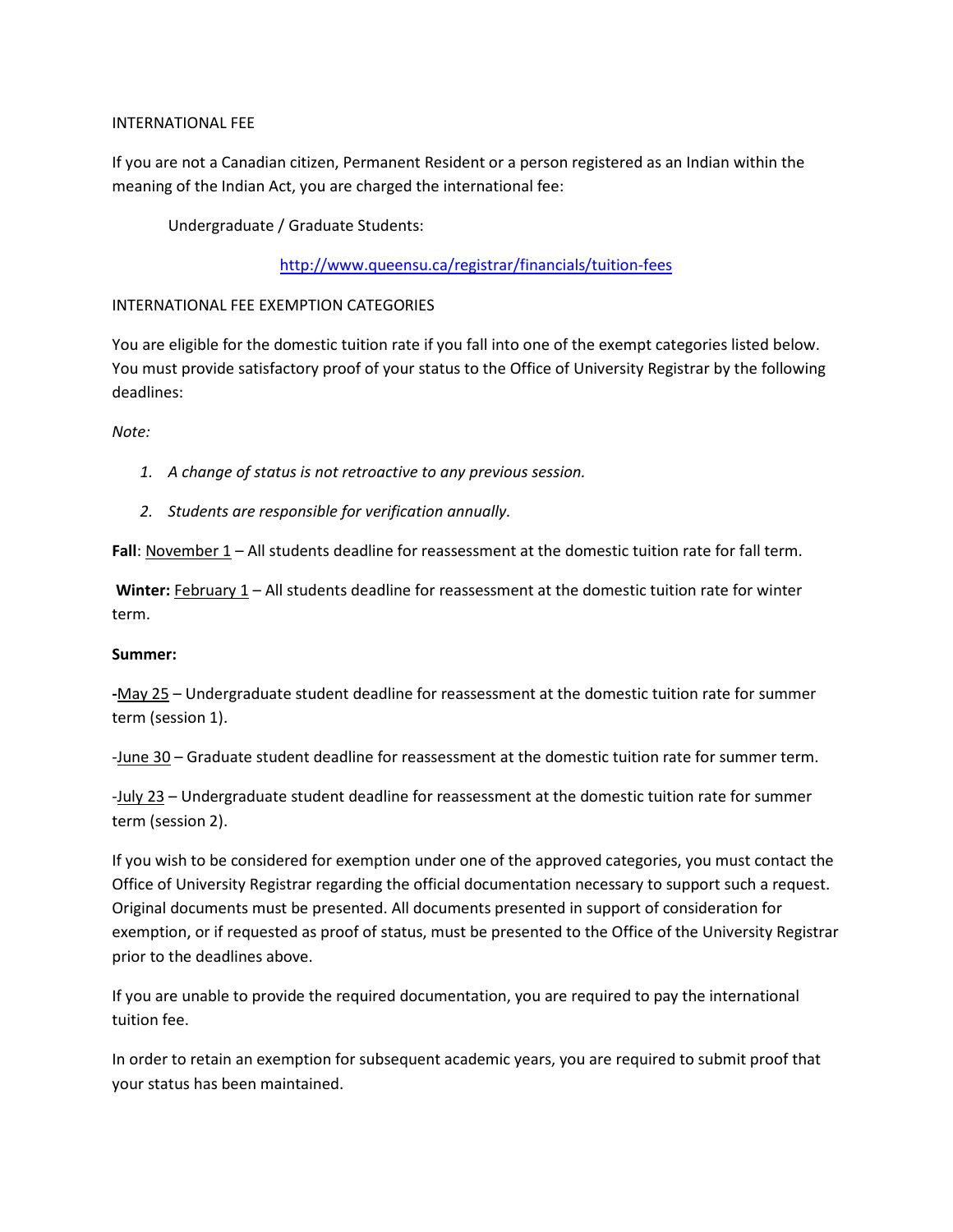## INTERNATIONAL FEE

If you are not a Canadian citizen, Permanent Resident or a person registered as an Indian within the meaning of the Indian Act, you are charged the international fee:

Undergraduate / Graduate Students:

[http://www.queensu.ca/registrar/financials/tuition-fees](http://www.queensu.ca/registrar/financials/tuition-fees)

## INTERNATIONAL FEE EXEMPTION CATEGORIES

You are eligible for the domestic tuition rate if you fall into one of the exempt categories listed below. You must provide satisfactory proof of your status to the Office of University Registrar by the following deadlines:

*Note:*

1. *A change of status is not retroactive to any previous session.*
2. *Students are responsible for verification annually.*

**Fall**: November 1 – All students deadline for reassessment at the domestic tuition rate for fall term.

**Winter:** February 1 – All students deadline for reassessment at the domestic tuition rate for winter term.

**Summer:**

-May 25 – Undergraduate student deadline for reassessment at the domestic tuition rate for summer term (session 1).

-June 30 – Graduate student deadline for reassessment at the domestic tuition rate for summer term.

-July 23 – Undergraduate student deadline for reassessment at the domestic tuition rate for summer term (session 2).

If you wish to be considered for exemption under one of the approved categories, you must contact the Office of University Registrar regarding the official documentation necessary to support such a request. Original documents must be presented. All documents presented in support of consideration for exemption, or if requested as proof of status, must be presented to the Office of the University Registrar prior to the deadlines above.

If you are unable to provide the required documentation, you are required to pay the international tuition fee.

In order to retain an exemption for subsequent academic years, you are required to submit proof that your status has been maintained.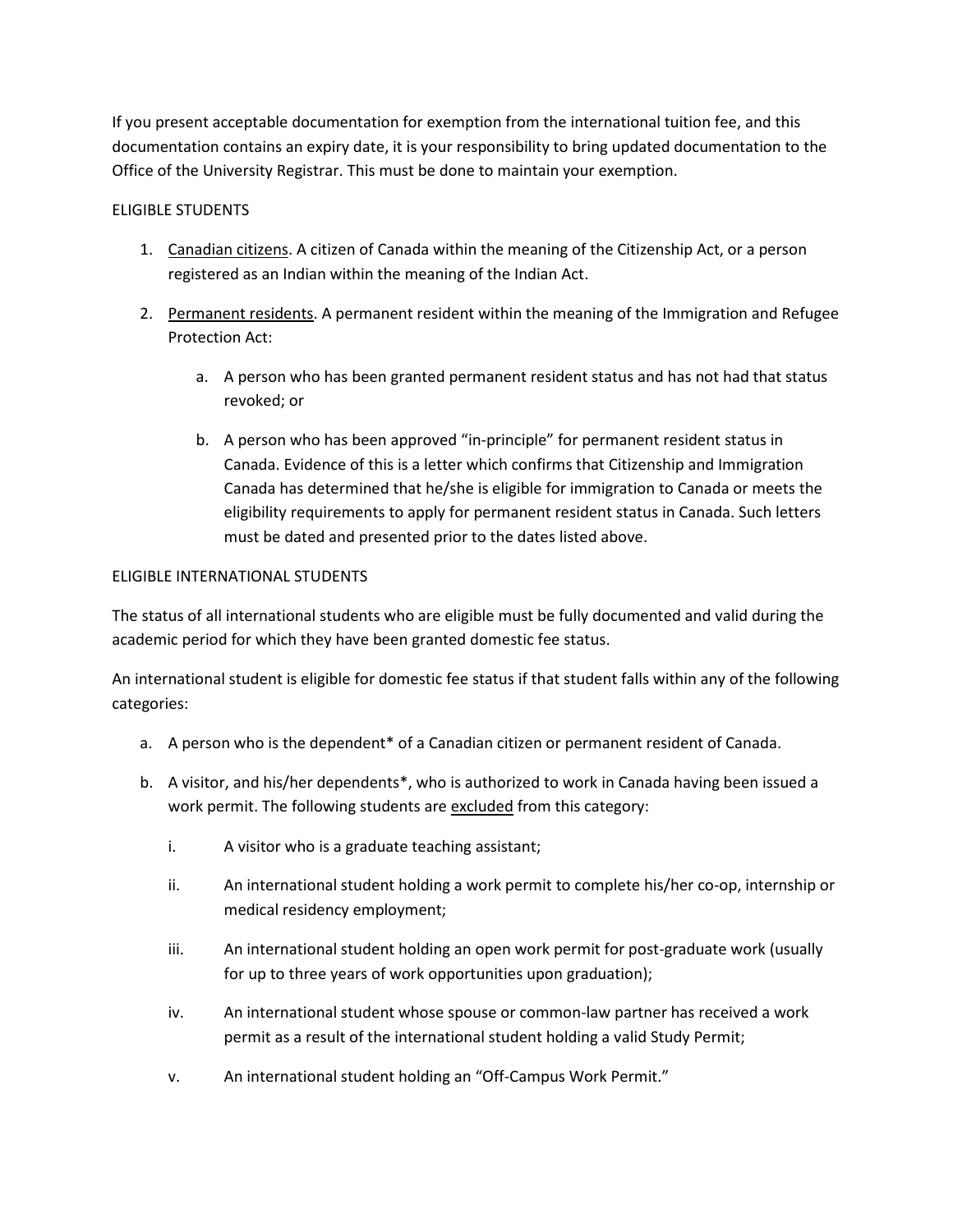If you present acceptable documentation for exemption from the international tuition fee, and this documentation contains an expiry date, it is your responsibility to bring updated documentation to the Office of the University Registrar. This must be done to maintain your exemption.

ELIGIBLE STUDENTS

1. Canadian citizens. A citizen of Canada within the meaning of the Citizenship Act, or a person registered as an Indian within the meaning of the Indian Act.

2. Permanent residents. A permanent resident within the meaning of the Immigration and Refugee Protection Act:

    a. A person who has been granted permanent resident status and has not had that status revoked; or

    b. A person who has been approved "in-principle" for permanent resident status in Canada. Evidence of this is a letter which confirms that Citizenship and Immigration Canada has determined that he/she is eligible for immigration to Canada or meets the eligibility requirements to apply for permanent resident status in Canada. Such letters must be dated and presented prior to the dates listed above.

ELIGIBLE INTERNATIONAL STUDENTS

The status of all international students who are eligible must be fully documented and valid during the academic period for which they have been granted domestic fee status.

An international student is eligible for domestic fee status if that student falls within any of the following categories:

a. A person who is the dependent* of a Canadian citizen or permanent resident of Canada.

b. A visitor, and his/her dependents*, who is authorized to work in Canada having been issued a work permit. The following students are excluded from this category:

    i. A visitor who is a graduate teaching assistant;

    ii. An international student holding a work permit to complete his/her co-op, internship or medical residency employment;

    iii. An international student holding an open work permit for post-graduate work (usually for up to three years of work opportunities upon graduation);

    iv. An international student whose spouse or common-law partner has received a work permit as a result of the international student holding a valid Study Permit;

    v. An international student holding an "Off-Campus Work Permit."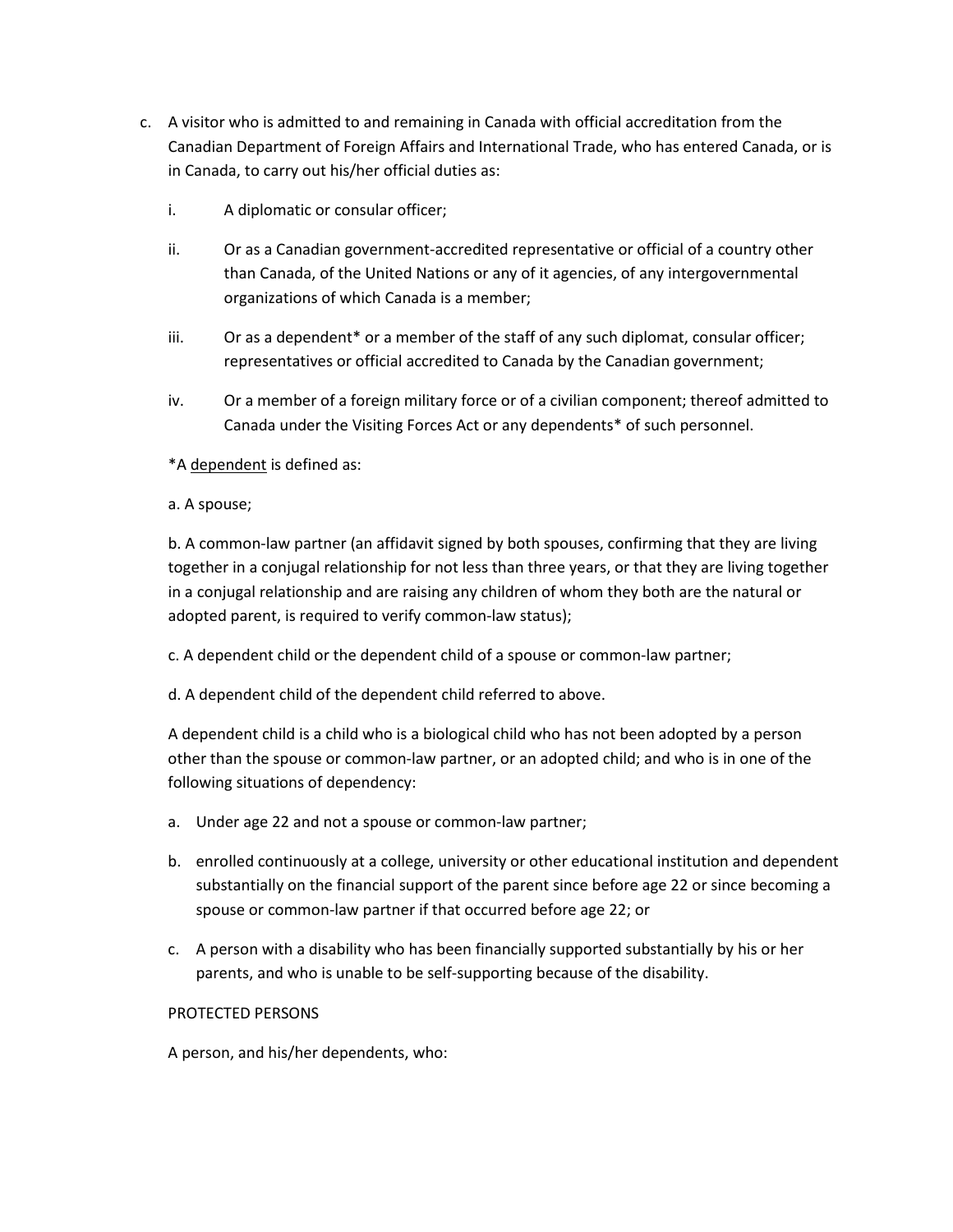c. A visitor who is admitted to and remaining in Canada with official accreditation from the Canadian Department of Foreign Affairs and International Trade, who has entered Canada, or is in Canada, to carry out his/her official duties as:

   i. A diplomatic or consular officer;

   ii. Or as a Canadian government-accredited representative or official of a country other than Canada, of the United Nations or any of it agencies, of any intergovernmental organizations of which Canada is a member;

   iii. Or as a dependent* or a member of the staff of any such diplomat, consular officer; representatives or official accredited to Canada by the Canadian government;

   iv. Or a member of a foreign military force or of a civilian component; thereof admitted to Canada under the Visiting Forces Act or any dependents* of such personnel.

   *A <u>dependent</u> is defined as:

   a. A spouse;

   b. A common-law partner (an affidavit signed by both spouses, confirming that they are living together in a conjugal relationship for not less than three years, or that they are living together in a conjugal relationship and are raising any children of whom they both are the natural or adopted parent, is required to verify common-law status);

   c. A dependent child or the dependent child of a spouse or common-law partner;

   d. A dependent child of the dependent child referred to above.

   A dependent child is a child who is a biological child who has not been adopted by a person other than the spouse or common-law partner, or an adopted child; and who is in one of the following situations of dependency:

   a. Under age 22 and not a spouse or common-law partner;

   b. enrolled continuously at a college, university or other educational institution and dependent substantially on the financial support of the parent since before age 22 or since becoming a spouse or common-law partner if that occurred before age 22; or

   c. A person with a disability who has been financially supported substantially by his or her parents, and who is unable to be self-supporting because of the disability.

   PROTECTED PERSONS

   A person, and his/her dependents, who: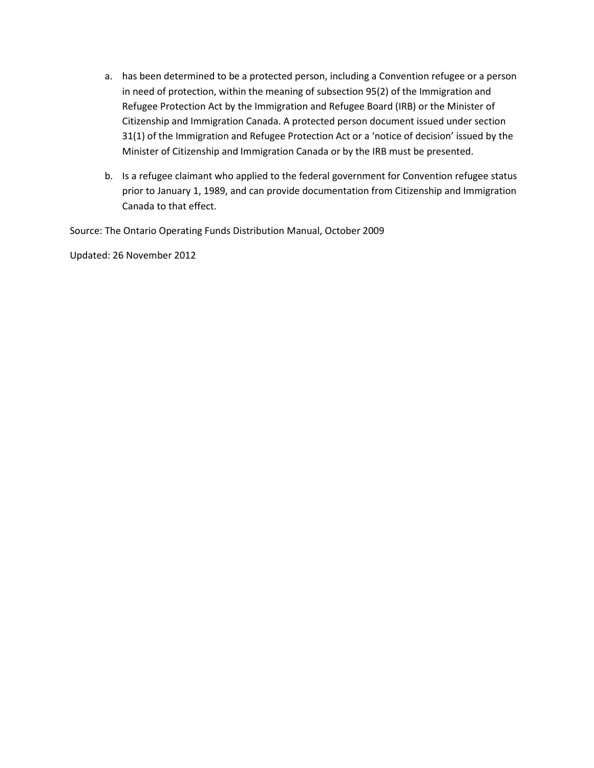a. has been determined to be a protected person, including a Convention refugee or a person in need of protection, within the meaning of subsection 95(2) of the Immigration and Refugee Protection Act by the Immigration and Refugee Board (IRB) or the Minister of Citizenship and Immigration Canada. A protected person document issued under section 31(1) of the Immigration and Refugee Protection Act or a 'notice of decision' issued by the Minister of Citizenship and Immigration Canada or by the IRB must be presented.

b. Is a refugee claimant who applied to the federal government for Convention refugee status prior to January 1, 1989, and can provide documentation from Citizenship and Immigration Canada to that effect.

Source: The Ontario Operating Funds Distribution Manual, October 2009

Updated: 26 November 2012